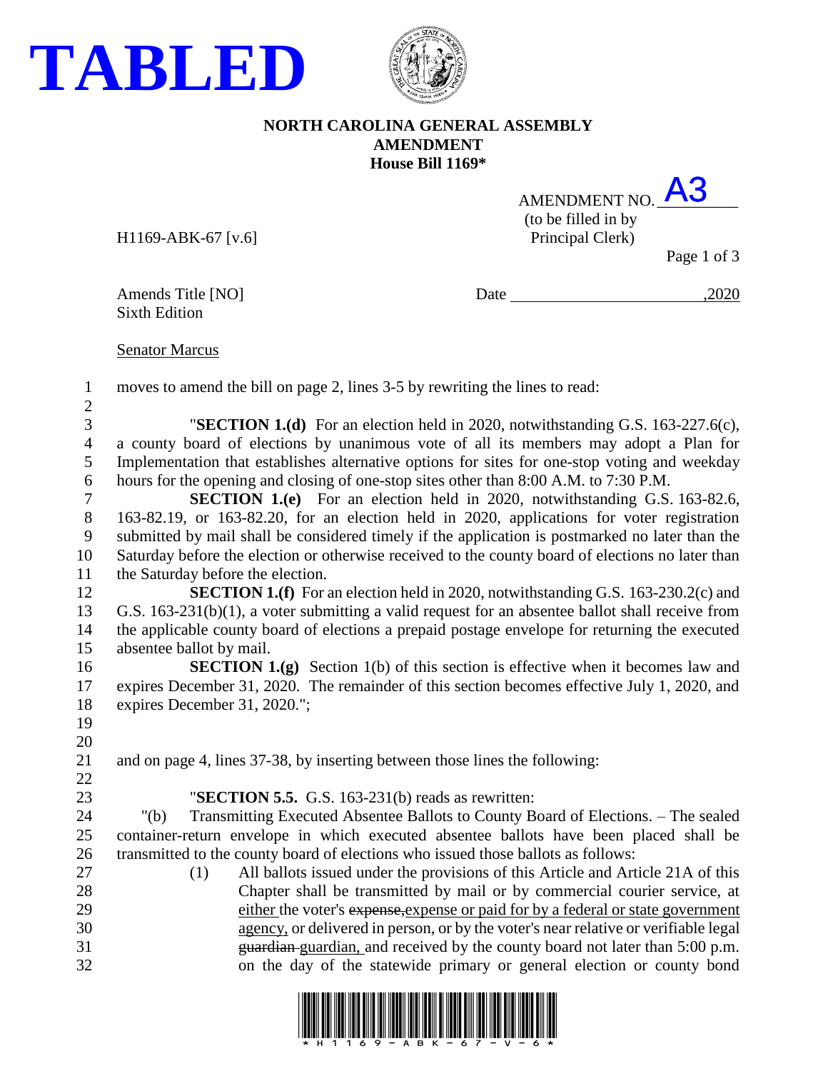# TABLED

**NORTH CAROLINA GENERAL ASSEMBLY**
**AMENDMENT**
**House Bill 1169***

AMENDMENT NO. A3
(to be filled in by Principal Clerk)

H1169-ABK-67 [v.6]

Amends Title [NO]
Sixth Edition

Date ,2020

Senator Marcus

moves to amend the bill on page 2, lines 3-5 by rewriting the lines to read:

"**SECTION 1.(d)** For an election held in 2020, notwithstanding G.S. 163-227.6(c), a county board of elections by unanimous vote of all its members may adopt a Plan for Implementation that establishes alternative options for sites for one-stop voting and weekday hours for the opening and closing of one-stop sites other than 8:00 A.M. to 7:30 P.M.

**SECTION 1.(e)** For an election held in 2020, notwithstanding G.S. 163-82.6, 163-82.19, or 163-82.20, for an election held in 2020, applications for voter registration submitted by mail shall be considered timely if the application is postmarked no later than the Saturday before the election or otherwise received to the county board of elections no later than the Saturday before the election.

**SECTION 1.(f)** For an election held in 2020, notwithstanding G.S. 163-230.2(c) and G.S. 163-231(b)(1), a voter submitting a valid request for an absentee ballot shall receive from the applicable county board of elections a prepaid postage envelope for returning the executed absentee ballot by mail.

**SECTION 1.(g)** Section 1(b) of this section is effective when it becomes law and expires December 31, 2020. The remainder of this section becomes effective July 1, 2020, and expires December 31, 2020.";

and on page 4, lines 37-38, by inserting between those lines the following:

"**SECTION 5.5.** G.S. 163-231(b) reads as rewritten:

"(b) Transmitting Executed Absentee Ballots to County Board of Elections. – The sealed container-return envelope in which executed absentee ballots have been placed shall be transmitted to the county board of elections who issued those ballots as follows:

(1) All ballots issued under the provisions of this Article and Article 21A of this Chapter shall be transmitted by mail or by commercial courier service, at <u>either</u> the voter's ~~expense,~~<u>expense or paid for by a federal or state government agency,</u> or delivered in person, or by the voter's near relative or verifiable legal ~~guardian~~ <u>guardian,</u> and received by the county board not later than 5:00 p.m. on the day of the statewide primary or general election or county bond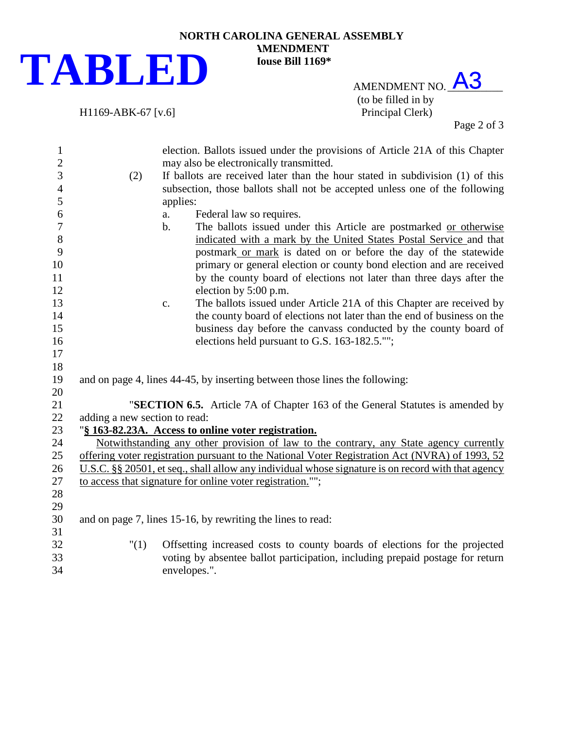**TABLED**

**NORTH CAROLINA GENERAL ASSEMBLY**
**AMENDMENT**
**House Bill 1169***

H1169-ABK-67 [v.6]

AMENDMENT NO. A3
(to be filled in by Principal Clerk)

election. Ballots issued under the provisions of Article 21A of this Chapter may also be electronically transmitted.

(2) If ballots are received later than the hour stated in subdivision (1) of this subsection, those ballots shall not be accepted unless one of the following applies:

a. Federal law so requires.

b. The ballots issued under this Article are postmarked <u>or otherwise indicated with a mark by the United States Postal Service</u> and that postmark<u> or mark</u> is dated on or before the day of the statewide primary or general election or county bond election and are received by the county board of elections not later than three days after the election by 5:00 p.m.

c. The ballots issued under Article 21A of this Chapter are received by the county board of elections not later than the end of business on the business day before the canvass conducted by the county board of elections held pursuant to G.S. 163-182.5."";

and on page 4, lines 44-45, by inserting between those lines the following:

"**SECTION 6.5.** Article 7A of Chapter 163 of the General Statutes is amended by adding a new section to read:

"**<u>§ 163-82.23A. Access to online voter registration.</u>**

<u>Notwithstanding any other provision of law to the contrary, any State agency currently offering voter registration pursuant to the National Voter Registration Act (NVRA) of 1993, 52 U.S.C. §§ 20501, et seq., shall allow any individual whose signature is on record with that agency to access that signature for online voter registration.</u>"";

and on page 7, lines 15-16, by rewriting the lines to read:

"(1) Offsetting increased costs to county boards of elections for the projected voting by absentee ballot participation, including prepaid postage for return envelopes.".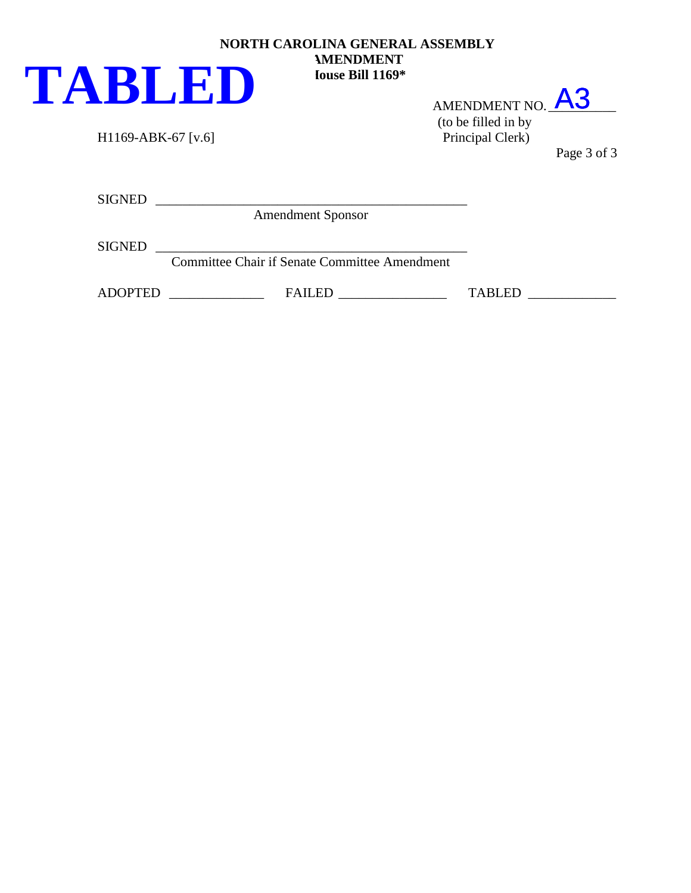**TABLED**

**NORTH CAROLINA GENERAL ASSEMBLY**
**AMENDMENT**
**House Bill 1169***

AMENDMENT NO. A3
(to be filled in by Principal Clerk)

H1169-ABK-67 [v.6]

SIGNED ______________________________________________
Amendment Sponsor

SIGNED ______________________________________________
Committee Chair if Senate Committee Amendment

ADOPTED _____________ FAILED _______________ TABLED ____________